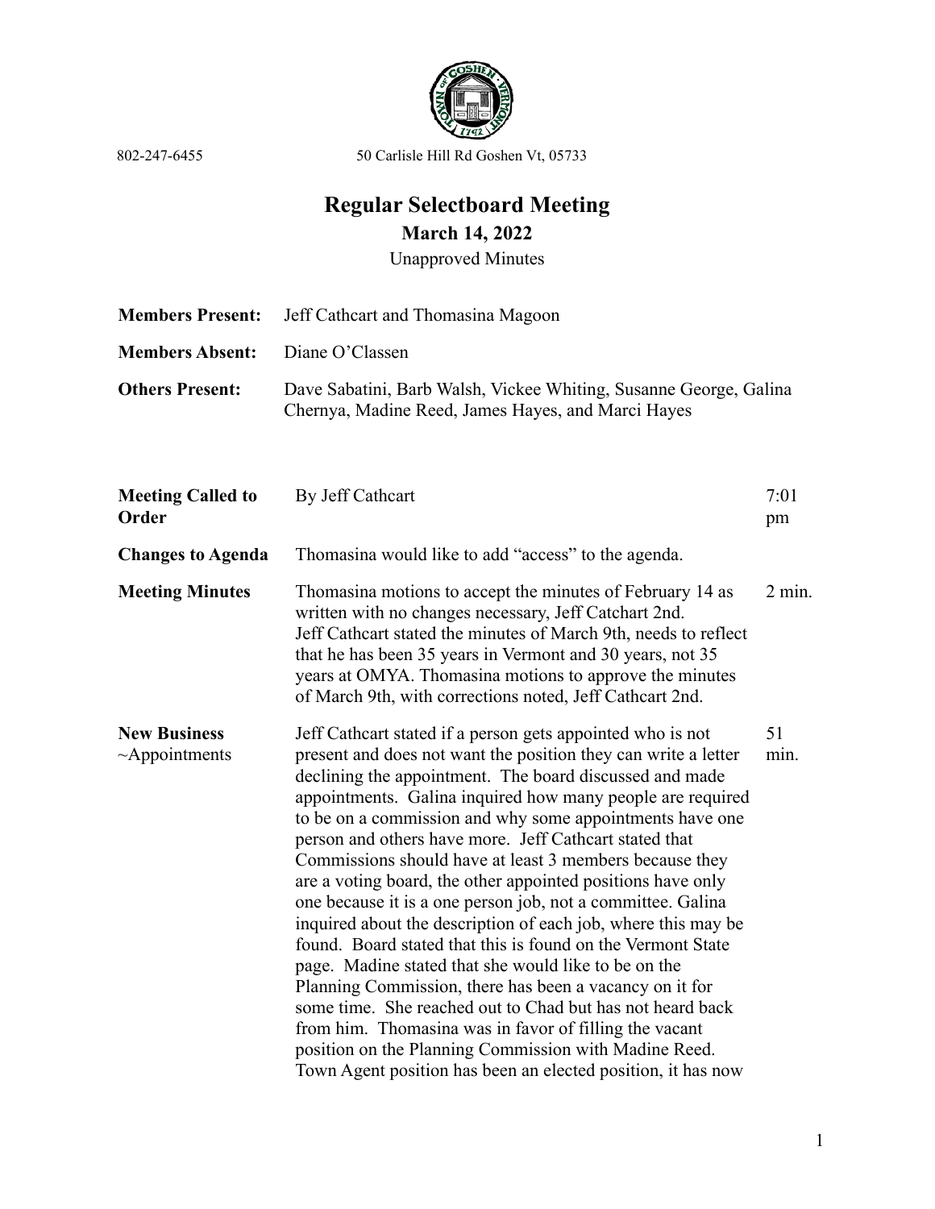802-247-6455 50 Carlisle Hill Rd Goshen Vt, 05733

# Regular Selectboard Meeting

## March 14, 2022

Unapproved Minutes

| | |
|---|---|
| **Members Present:** | Jeff Cathcart and Thomasina Magoon |
| **Members Absent:** | Diane O'Classen |
| **Others Present:** | Dave Sabatini, Barb Walsh, Vickee Whiting, Susanne George, Galina Chernya, Madine Reed, James Hayes, and Marci Hayes |

| | | |
|---|---|---|
| **Meeting Called to Order** | By Jeff Cathcart | 7:01 pm |
| **Changes to Agenda** | Thomasina would like to add "access" to the agenda. | |
| **Meeting Minutes** | Thomasina motions to accept the minutes of February 14 as written with no changes necessary, Jeff Catchart 2nd. Jeff Cathcart stated the minutes of March 9th, needs to reflect that he has been 35 years in Vermont and 30 years, not 35 years at OMYA. Thomasina motions to approve the minutes of March 9th, with corrections noted, Jeff Cathcart 2nd. | 2 min. |
| **New Business** ~Appointments | Jeff Cathcart stated if a person gets appointed who is not present and does not want the position they can write a letter declining the appointment. The board discussed and made appointments. Galina inquired how many people are required to be on a commission and why some appointments have one person and others have more. Jeff Cathcart stated that Commissions should have at least 3 members because they are a voting board, the other appointed positions have only one because it is a one person job, not a committee. Galina inquired about the description of each job, where this may be found. Board stated that this is found on the Vermont State page. Madine stated that she would like to be on the Planning Commission, there has been a vacancy on it for some time. She reached out to Chad but has not heard back from him. Thomasina was in favor of filling the vacant position on the Planning Commission with Madine Reed. Town Agent position has been an elected position, it has now | 51 min. |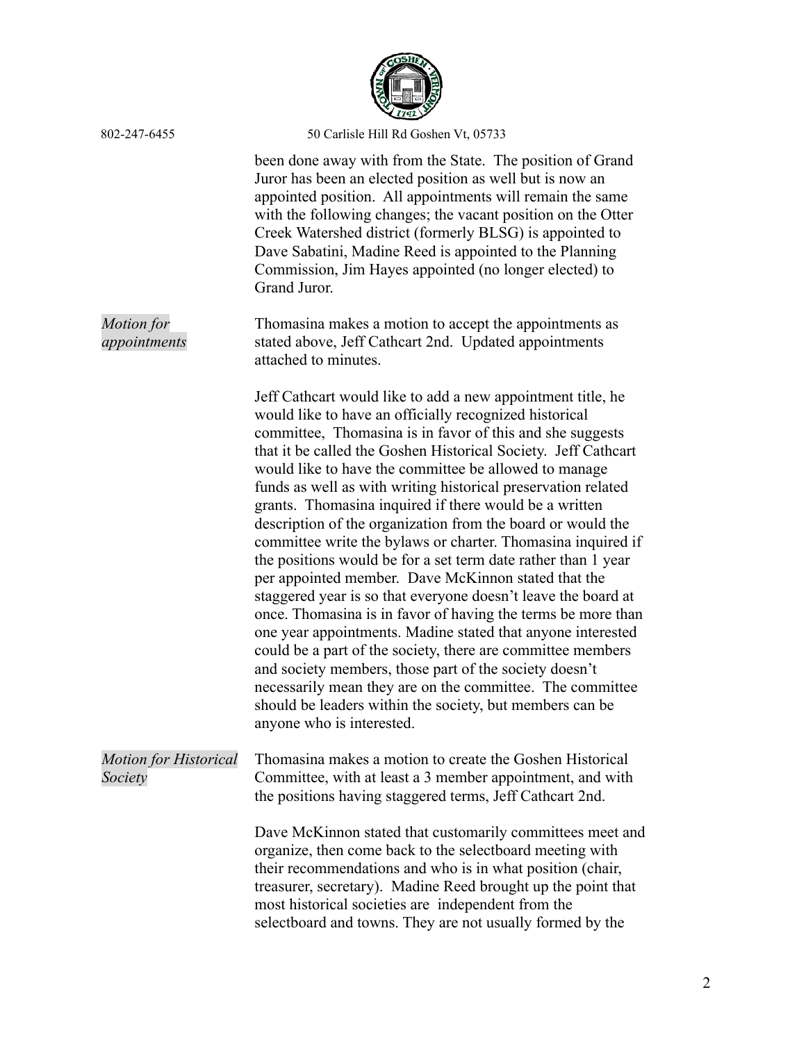been done away with from the State. The position of Grand Juror has been an elected position as well but is now an appointed position. All appointments will remain the same with the following changes; the vacant position on the Otter Creek Watershed district (formerly BLSG) is appointed to Dave Sabatini, Madine Reed is appointed to the Planning Commission, Jim Hayes appointed (no longer elected) to Grand Juror.

*Motion for appointments*

Thomasina makes a motion to accept the appointments as stated above, Jeff Cathcart 2nd. Updated appointments attached to minutes.

Jeff Cathcart would like to add a new appointment title, he would like to have an officially recognized historical committee, Thomasina is in favor of this and she suggests that it be called the Goshen Historical Society. Jeff Cathcart would like to have the committee be allowed to manage funds as well as with writing historical preservation related grants. Thomasina inquired if there would be a written description of the organization from the board or would the committee write the bylaws or charter. Thomasina inquired if the positions would be for a set term date rather than 1 year per appointed member. Dave McKinnon stated that the staggered year is so that everyone doesn't leave the board at once. Thomasina is in favor of having the terms be more than one year appointments. Madine stated that anyone interested could be a part of the society, there are committee members and society members, those part of the society doesn't necessarily mean they are on the committee. The committee should be leaders within the society, but members can be anyone who is interested.

*Motion for Historical Society*

Thomasina makes a motion to create the Goshen Historical Committee, with at least a 3 member appointment, and with the positions having staggered terms, Jeff Cathcart 2nd.

Dave McKinnon stated that customarily committees meet and organize, then come back to the selectboard meeting with their recommendations and who is in what position (chair, treasurer, secretary). Madine Reed brought up the point that most historical societies are independent from the selectboard and towns. They are not usually formed by the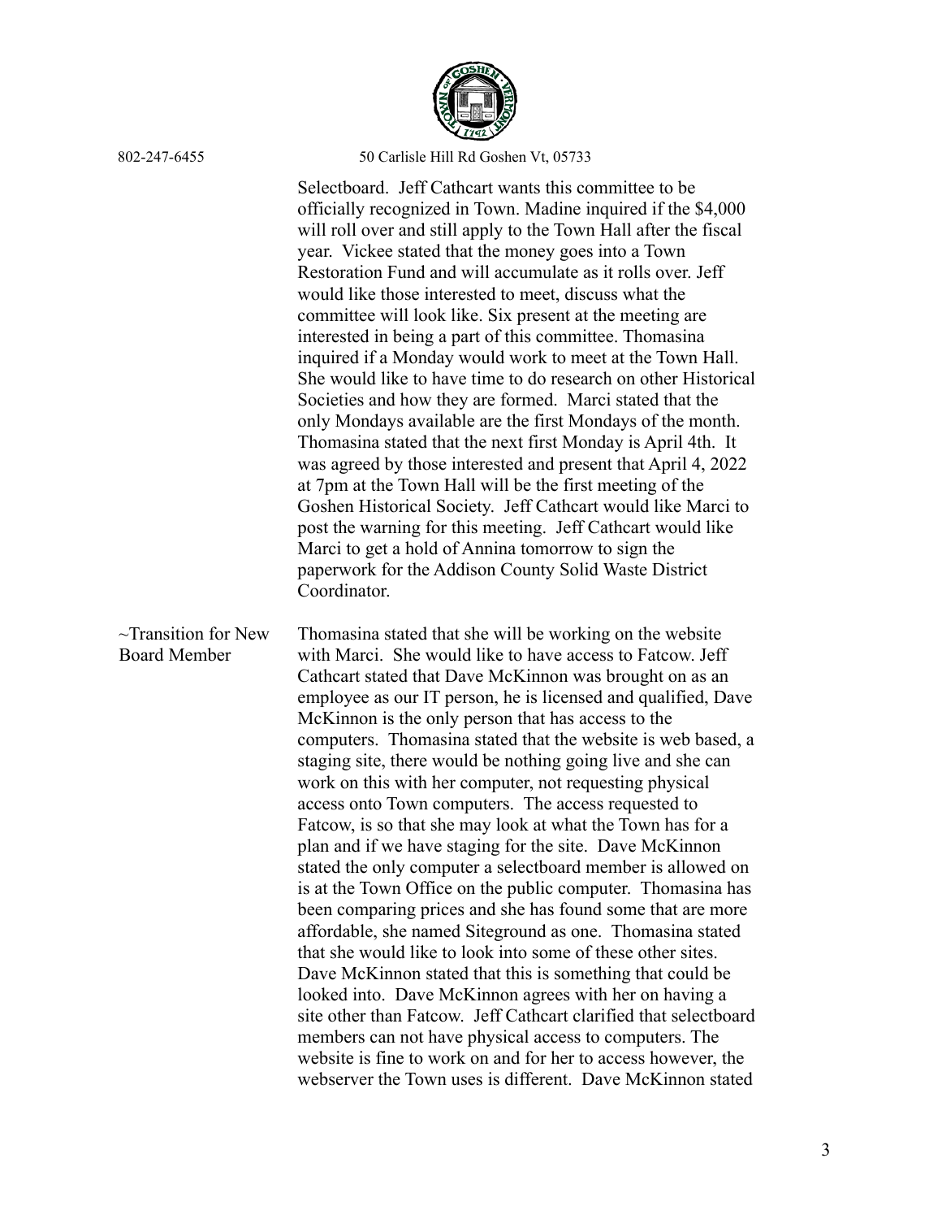Selectboard. Jeff Cathcart wants this committee to be officially recognized in Town. Madine inquired if the $4,000 will roll over and still apply to the Town Hall after the fiscal year. Vickee stated that the money goes into a Town Restoration Fund and will accumulate as it rolls over. Jeff would like those interested to meet, discuss what the committee will look like. Six present at the meeting are interested in being a part of this committee. Thomasina inquired if a Monday would work to meet at the Town Hall. She would like to have time to do research on other Historical Societies and how they are formed. Marci stated that the only Mondays available are the first Mondays of the month. Thomasina stated that the next first Monday is April 4th. It was agreed by those interested and present that April 4, 2022 at 7pm at the Town Hall will be the first meeting of the Goshen Historical Society. Jeff Cathcart would like Marci to post the warning for this meeting. Jeff Cathcart would like Marci to get a hold of Annina tomorrow to sign the paperwork for the Addison County Solid Waste District Coordinator.

**~Transition for New Board Member**

Thomasina stated that she will be working on the website with Marci. She would like to have access to Fatcow. Jeff Cathcart stated that Dave McKinnon was brought on as an employee as our IT person, he is licensed and qualified, Dave McKinnon is the only person that has access to the computers. Thomasina stated that the website is web based, a staging site, there would be nothing going live and she can work on this with her computer, not requesting physical access onto Town computers. The access requested to Fatcow, is so that she may look at what the Town has for a plan and if we have staging for the site. Dave McKinnon stated the only computer a selectboard member is allowed on is at the Town Office on the public computer. Thomasina has been comparing prices and she has found some that are more affordable, she named Siteground as one. Thomasina stated that she would like to look into some of these other sites. Dave McKinnon stated that this is something that could be looked into. Dave McKinnon agrees with her on having a site other than Fatcow. Jeff Cathcart clarified that selectboard members can not have physical access to computers. The website is fine to work on and for her to access however, the webserver the Town uses is different. Dave McKinnon stated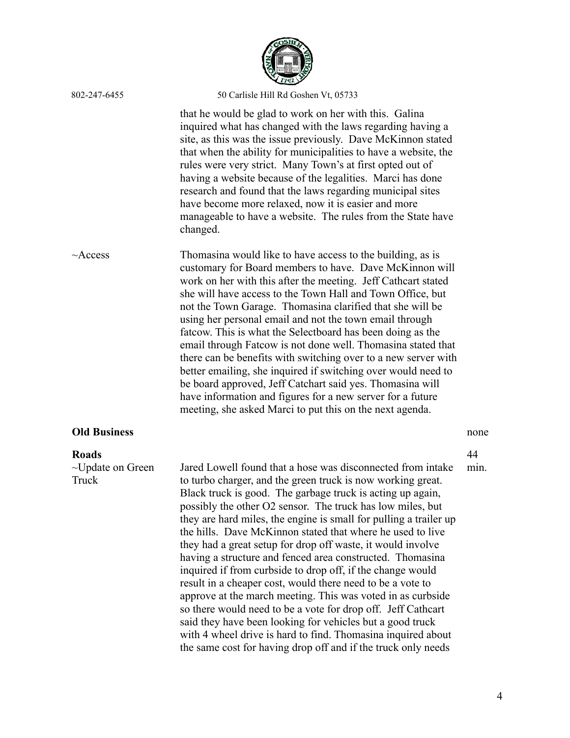that he would be glad to work on her with this. Galina inquired what has changed with the laws regarding having a site, as this was the issue previously. Dave McKinnon stated that when the ability for municipalities to have a website, the rules were very strict. Many Town's at first opted out of having a website because of the legalities. Marci has done research and found that the laws regarding municipal sites have become more relaxed, now it is easier and more manageable to have a website. The rules from the State have changed.

~Access

Thomasina would like to have access to the building, as is customary for Board members to have. Dave McKinnon will work on her with this after the meeting. Jeff Cathcart stated she will have access to the Town Hall and Town Office, but not the Town Garage. Thomasina clarified that she will be using her personal email and not the town email through fatcow. This is what the Selectboard has been doing as the email through Fatcow is not done well. Thomasina stated that there can be benefits with switching over to a new server with better emailing, she inquired if switching over would need to be board approved, Jeff Catchart said yes. Thomasina will have information and figures for a new server for a future meeting, she asked Marci to put this on the next agenda.

**Old Business** — none

**Roads** — 44 min.

~Update on Green Truck

Jared Lowell found that a hose was disconnected from intake to turbo charger, and the green truck is now working great. Black truck is good. The garbage truck is acting up again, possibly the other O2 sensor. The truck has low miles, but they are hard miles, the engine is small for pulling a trailer up the hills. Dave McKinnon stated that where he used to live they had a great setup for drop off waste, it would involve having a structure and fenced area constructed. Thomasina inquired if from curbside to drop off, if the change would result in a cheaper cost, would there need to be a vote to approve at the march meeting. This was voted in as curbside so there would need to be a vote for drop off. Jeff Cathcart said they have been looking for vehicles but a good truck with 4 wheel drive is hard to find. Thomasina inquired about the same cost for having drop off and if the truck only needs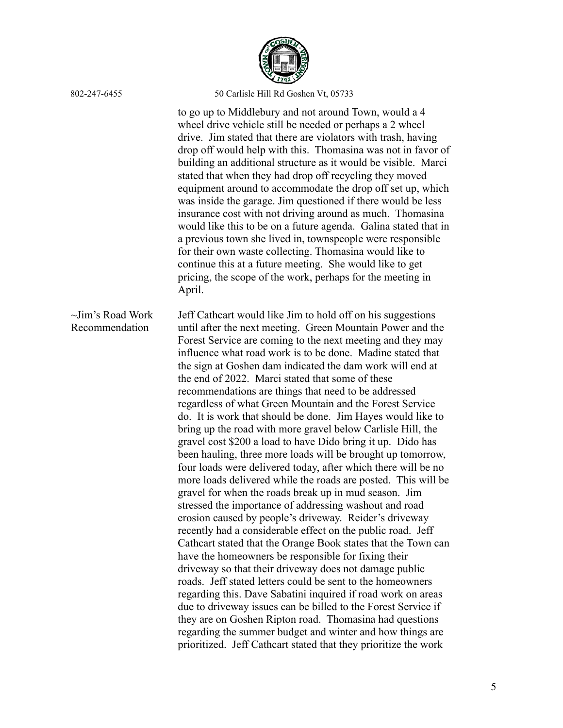to go up to Middlebury and not around Town, would a 4 wheel drive vehicle still be needed or perhaps a 2 wheel drive. Jim stated that there are violators with trash, having drop off would help with this. Thomasina was not in favor of building an additional structure as it would be visible. Marci stated that when they had drop off recycling they moved equipment around to accommodate the drop off set up, which was inside the garage. Jim questioned if there would be less insurance cost with not driving around as much. Thomasina would like this to be on a future agenda. Galina stated that in a previous town she lived in, townspeople were responsible for their own waste collecting. Thomasina would like to continue this at a future meeting. She would like to get pricing, the scope of the work, perhaps for the meeting in April.

~Jim's Road Work Recommendation

Jeff Cathcart would like Jim to hold off on his suggestions until after the next meeting. Green Mountain Power and the Forest Service are coming to the next meeting and they may influence what road work is to be done. Madine stated that the sign at Goshen dam indicated the dam work will end at the end of 2022. Marci stated that some of these recommendations are things that need to be addressed regardless of what Green Mountain and the Forest Service do. It is work that should be done. Jim Hayes would like to bring up the road with more gravel below Carlisle Hill, the gravel cost $200 a load to have Dido bring it up. Dido has been hauling, three more loads will be brought up tomorrow, four loads were delivered today, after which there will be no more loads delivered while the roads are posted. This will be gravel for when the roads break up in mud season. Jim stressed the importance of addressing washout and road erosion caused by people's driveway. Reider's driveway recently had a considerable effect on the public road. Jeff Cathcart stated that the Orange Book states that the Town can have the homeowners be responsible for fixing their driveway so that their driveway does not damage public roads. Jeff stated letters could be sent to the homeowners regarding this. Dave Sabatini inquired if road work on areas due to driveway issues can be billed to the Forest Service if they are on Goshen Ripton road. Thomasina had questions regarding the summer budget and winter and how things are prioritized. Jeff Cathcart stated that they prioritize the work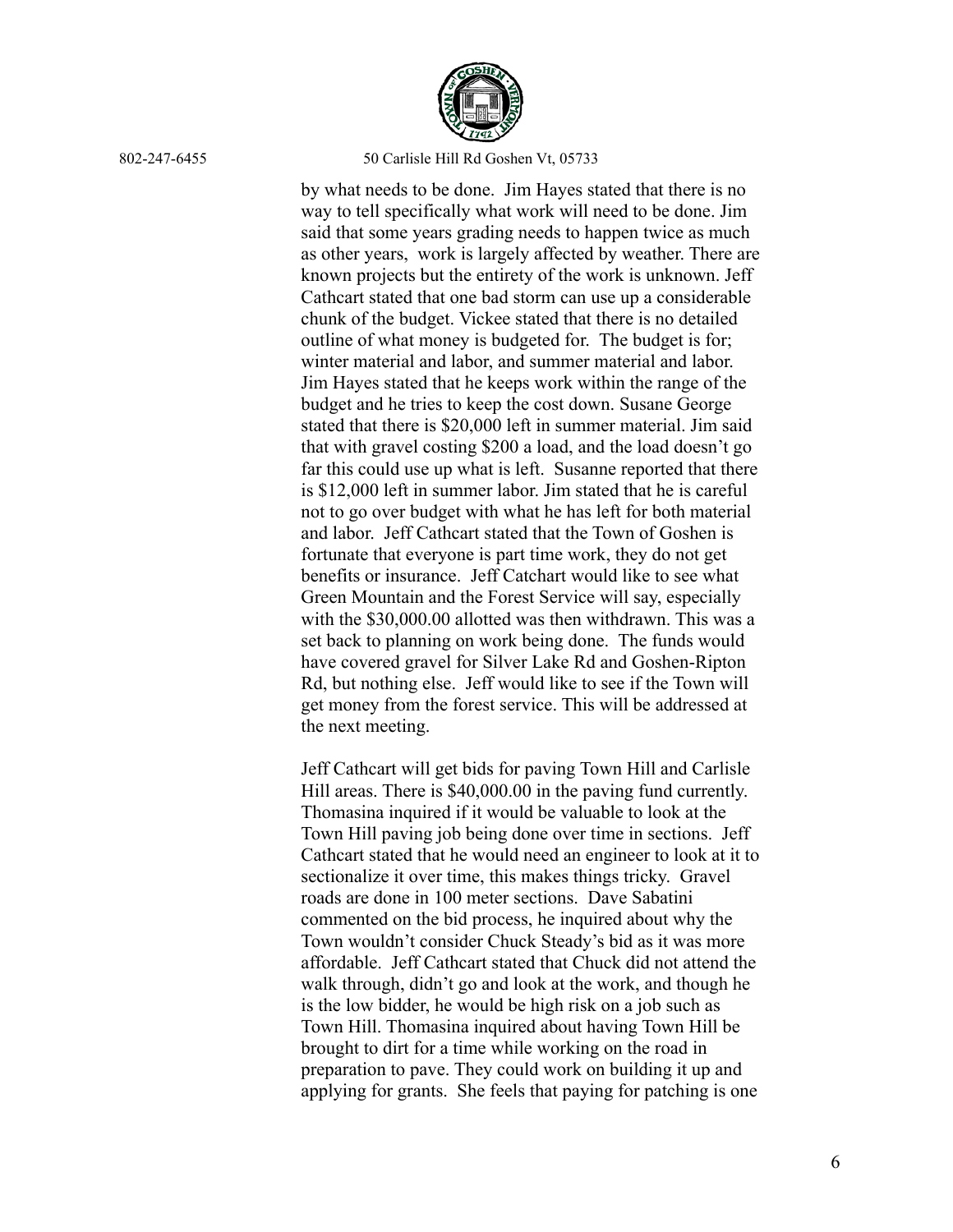by what needs to be done. Jim Hayes stated that there is no way to tell specifically what work will need to be done. Jim said that some years grading needs to happen twice as much as other years, work is largely affected by weather. There are known projects but the entirety of the work is unknown. Jeff Cathcart stated that one bad storm can use up a considerable chunk of the budget. Vickee stated that there is no detailed outline of what money is budgeted for. The budget is for; winter material and labor, and summer material and labor. Jim Hayes stated that he keeps work within the range of the budget and he tries to keep the cost down. Susane George stated that there is $20,000 left in summer material. Jim said that with gravel costing $200 a load, and the load doesn't go far this could use up what is left. Susanne reported that there is $12,000 left in summer labor. Jim stated that he is careful not to go over budget with what he has left for both material and labor. Jeff Cathcart stated that the Town of Goshen is fortunate that everyone is part time work, they do not get benefits or insurance. Jeff Catchart would like to see what Green Mountain and the Forest Service will say, especially with the $30,000.00 allotted was then withdrawn. This was a set back to planning on work being done. The funds would have covered gravel for Silver Lake Rd and Goshen-Ripton Rd, but nothing else. Jeff would like to see if the Town will get money from the forest service. This will be addressed at the next meeting.

Jeff Cathcart will get bids for paving Town Hill and Carlisle Hill areas. There is $40,000.00 in the paving fund currently. Thomasina inquired if it would be valuable to look at the Town Hill paving job being done over time in sections. Jeff Cathcart stated that he would need an engineer to look at it to sectionalize it over time, this makes things tricky. Gravel roads are done in 100 meter sections. Dave Sabatini commented on the bid process, he inquired about why the Town wouldn't consider Chuck Steady's bid as it was more affordable. Jeff Cathcart stated that Chuck did not attend the walk through, didn't go and look at the work, and though he is the low bidder, he would be high risk on a job such as Town Hill. Thomasina inquired about having Town Hill be brought to dirt for a time while working on the road in preparation to pave. They could work on building it up and applying for grants. She feels that paying for patching is one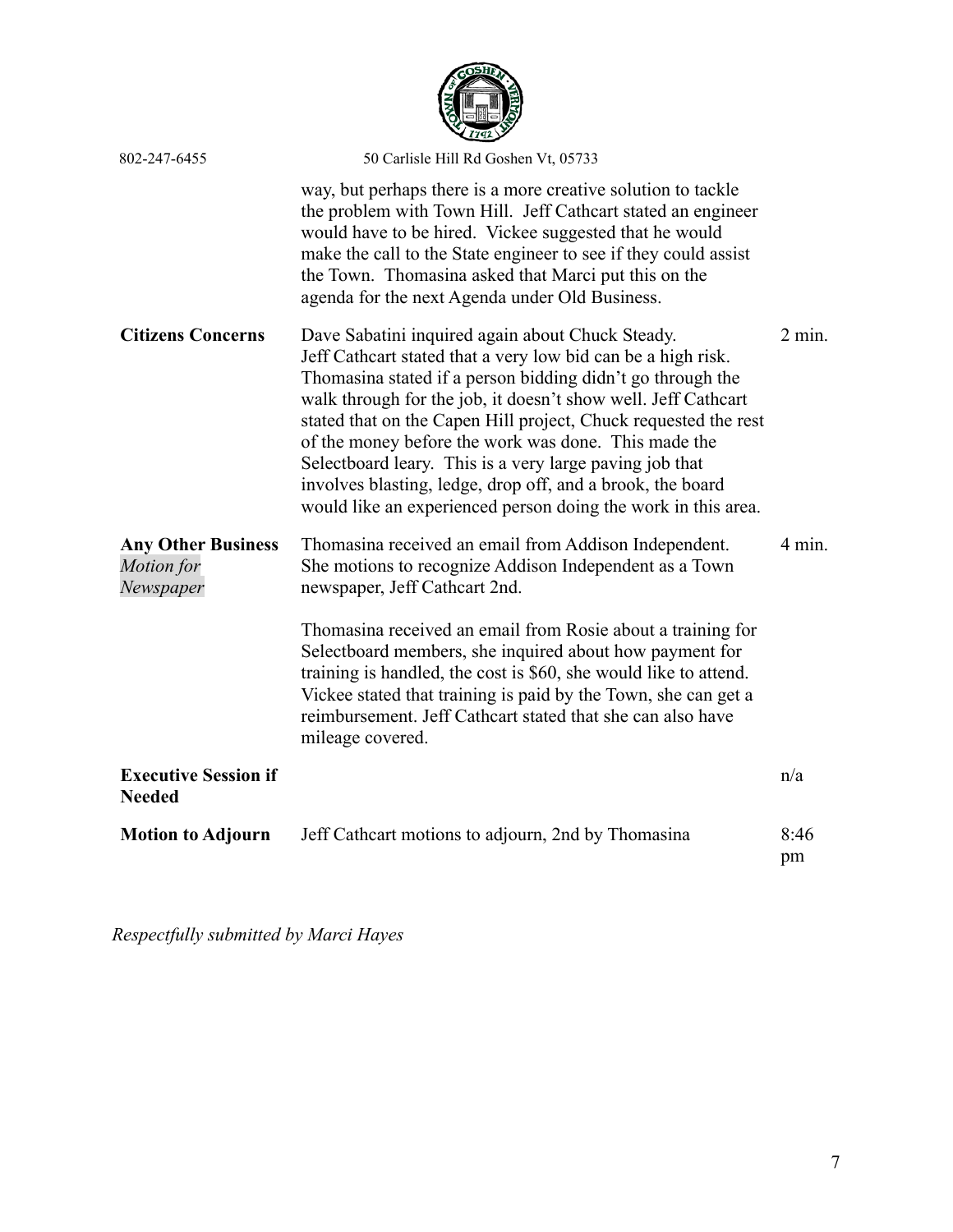| | | |
|---|---|---|
| | way, but perhaps there is a more creative solution to tackle the problem with Town Hill. Jeff Cathcart stated an engineer would have to be hired. Vickee suggested that he would make the call to the State engineer to see if they could assist the Town. Thomasina asked that Marci put this on the agenda for the next Agenda under Old Business. | |
| **Citizens Concerns** | Dave Sabatini inquired again about Chuck Steady. Jeff Cathcart stated that a very low bid can be a high risk. Thomasina stated if a person bidding didn't go through the walk through for the job, it doesn't show well. Jeff Cathcart stated that on the Capen Hill project, Chuck requested the rest of the money before the work was done. This made the Selectboard leary. This is a very large paving job that involves blasting, ledge, drop off, and a brook, the board would like an experienced person doing the work in this area. | 2 min. |
| **Any Other Business** *Motion for Newspaper* | Thomasina received an email from Addison Independent. She motions to recognize Addison Independent as a Town newspaper, Jeff Cathcart 2nd.<br><br>Thomasina received an email from Rosie about a training for Selectboard members, she inquired about how payment for training is handled, the cost is \$60, she would like to attend. Vickee stated that training is paid by the Town, she can get a reimbursement. Jeff Cathcart stated that she can also have mileage covered. | 4 min. |
| **Executive Session if Needed** | | n/a |
| **Motion to Adjourn** | Jeff Cathcart motions to adjourn, 2nd by Thomasina | 8:46 pm |

*Respectfully submitted by Marci Hayes*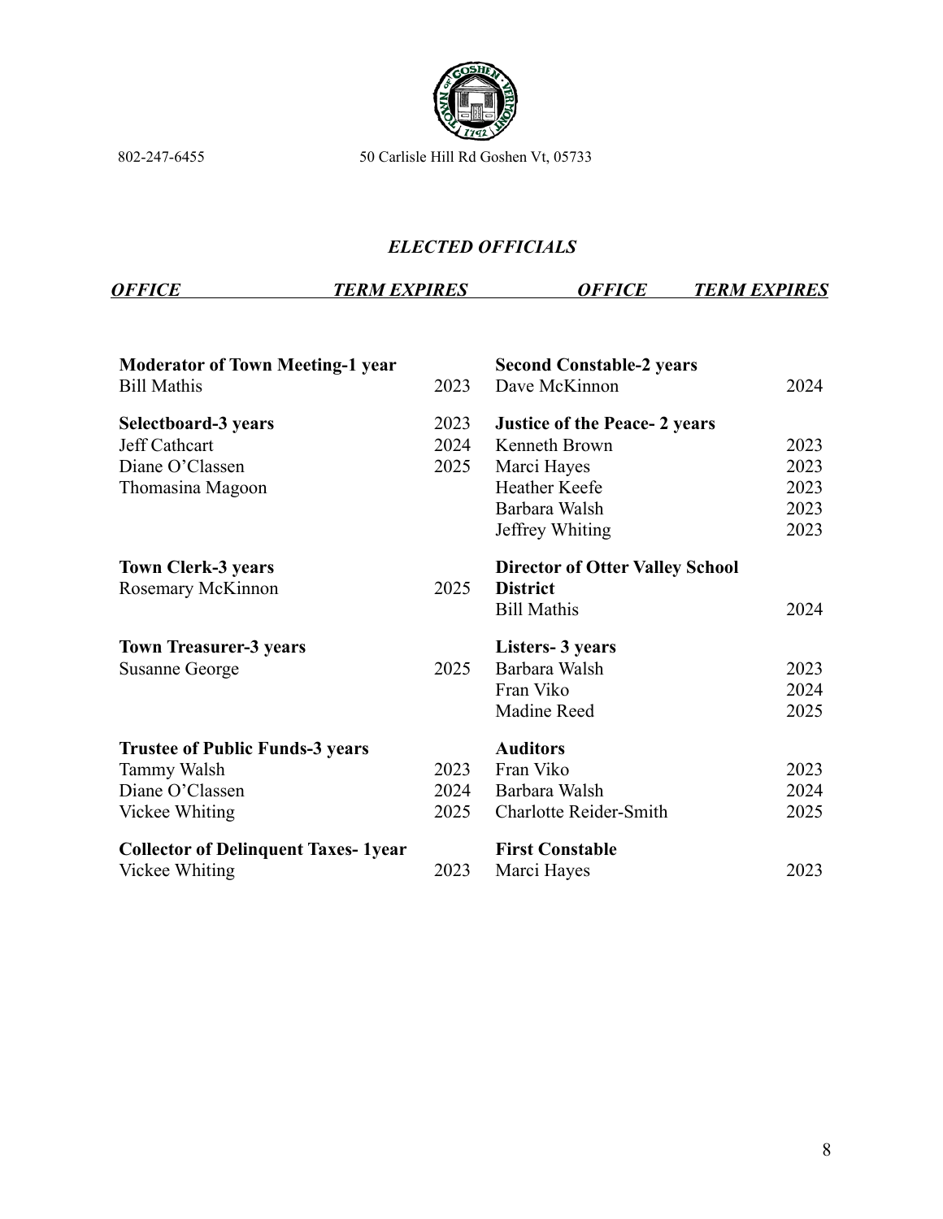802-247-6455 50 Carlisle Hill Rd Goshen Vt, 05733

## *ELECTED OFFICIALS*

| *OFFICE* | *TERM EXPIRES* | *OFFICE* | *TERM EXPIRES* |
|---|---|---|---|
| **Moderator of Town Meeting-1 year** | | **Second Constable-2 years** | |
| Bill Mathis | 2023 | Dave McKinnon | 2024 |
| **Selectboard-3 years** | 2023 | **Justice of the Peace- 2 years** | |
| Jeff Cathcart | 2024 | Kenneth Brown | 2023 |
| Diane O'Classen | 2025 | Marci Hayes | 2023 |
| Thomasina Magoon | | Heather Keefe | 2023 |
| | | Barbara Walsh | 2023 |
| | | Jeffrey Whiting | 2023 |
| **Town Clerk-3 years** | | **Director of Otter Valley School District** | |
| Rosemary McKinnon | 2025 | Bill Mathis | 2024 |
| **Town Treasurer-3 years** | | **Listers- 3 years** | |
| Susanne George | 2025 | Barbara Walsh | 2023 |
| | | Fran Viko | 2024 |
| | | Madine Reed | 2025 |
| **Trustee of Public Funds-3 years** | | **Auditors** | |
| Tammy Walsh | 2023 | Fran Viko | 2023 |
| Diane O'Classen | 2024 | Barbara Walsh | 2024 |
| Vickee Whiting | 2025 | Charlotte Reider-Smith | 2025 |
| **Collector of Delinquent Taxes- 1year** | | **First Constable** | |
| Vickee Whiting | 2023 | Marci Hayes | 2023 |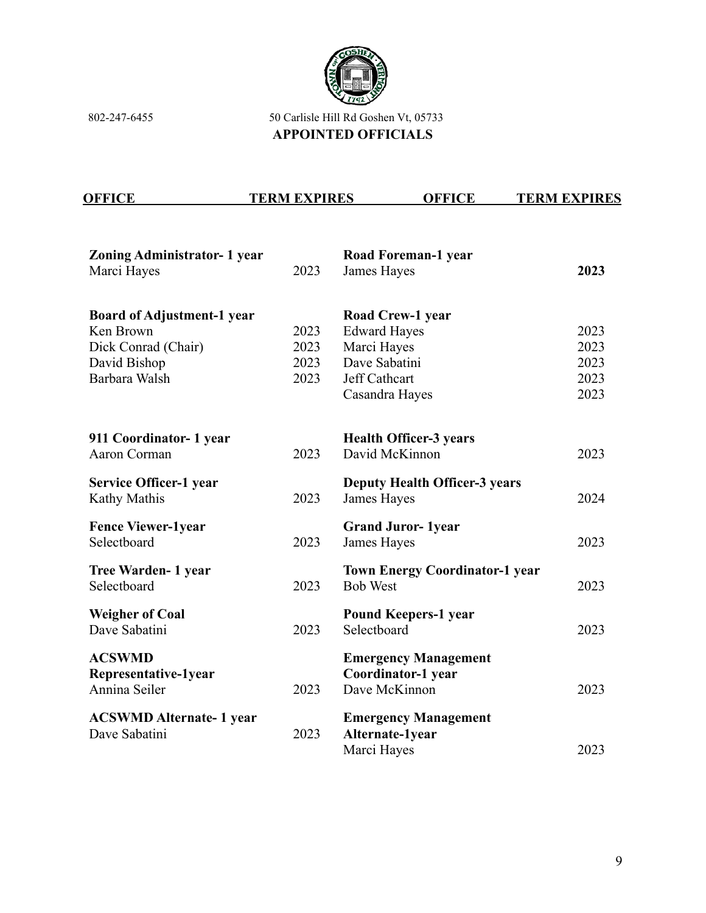802-247-6455 50 Carlisle Hill Rd Goshen Vt, 05733

## APPOINTED OFFICIALS

| OFFICE | TERM EXPIRES | OFFICE | TERM EXPIRES |
|---|---|---|---|
| **Zoning Administrator- 1 year** | | **Road Foreman-1 year** | |
| Marci Hayes | 2023 | James Hayes | **2023** |
| **Board of Adjustment-1 year** | | **Road Crew-1 year** | |
| Ken Brown | 2023 | Edward Hayes | 2023 |
| Dick Conrad (Chair) | 2023 | Marci Hayes | 2023 |
| David Bishop | 2023 | Dave Sabatini | 2023 |
| Barbara Walsh | 2023 | Jeff Cathcart | 2023 |
| | | Casandra Hayes | 2023 |
| **911 Coordinator- 1 year** | | **Health Officer-3 years** | |
| Aaron Corman | 2023 | David McKinnon | 2023 |
| **Service Officer-1 year** | | **Deputy Health Officer-3 years** | |
| Kathy Mathis | 2023 | James Hayes | 2024 |
| **Fence Viewer-1year** | | **Grand Juror- 1year** | |
| Selectboard | 2023 | James Hayes | 2023 |
| **Tree Warden- 1 year** | | **Town Energy Coordinator-1 year** | |
| Selectboard | 2023 | Bob West | 2023 |
| **Weigher of Coal** | | **Pound Keepers-1 year** | |
| Dave Sabatini | 2023 | Selectboard | 2023 |
| **ACSWMD Representative-1year** | | **Emergency Management Coordinator-1 year** | |
| Annina Seiler | 2023 | Dave McKinnon | 2023 |
| **ACSWMD Alternate- 1 year** | | **Emergency Management Alternate-1year** | |
| Dave Sabatini | 2023 | Marci Hayes | 2023 |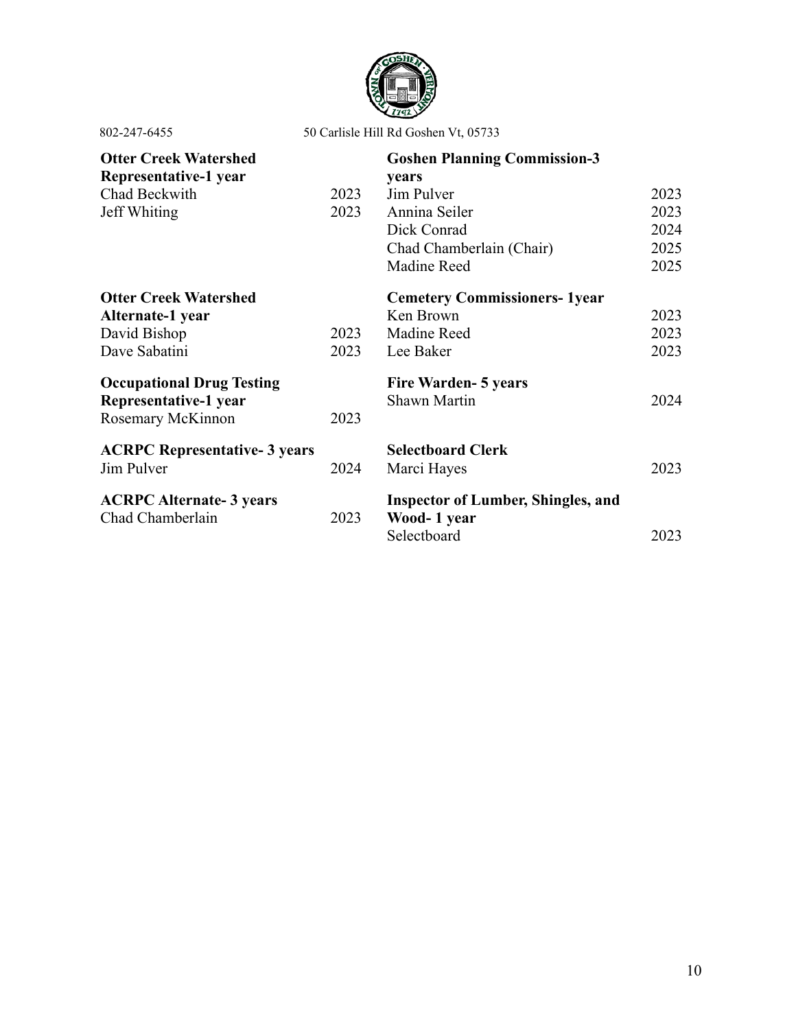802-247-6455 50 Carlisle Hill Rd Goshen Vt, 05733

**Otter Creek Watershed Representative-1 year**

| | |
|---|---|
| Chad Beckwith | 2023 |
| Jeff Whiting | 2023 |

**Otter Creek Watershed Alternate-1 year**

| | |
|---|---|
| David Bishop | 2023 |
| Dave Sabatini | 2023 |

**Occupational Drug Testing Representative-1 year**

| | |
|---|---|
| Rosemary McKinnon | 2023 |

**ACRPC Representative- 3 years**

| | |
|---|---|
| Jim Pulver | 2024 |

**ACRPC Alternate- 3 years**

| | |
|---|---|
| Chad Chamberlain | 2023 |

**Goshen Planning Commission-3 years**

| | |
|---|---|
| Jim Pulver | 2023 |
| Annina Seiler | 2023 |
| Dick Conrad | 2024 |
| Chad Chamberlain (Chair) | 2025 |
| Madine Reed | 2025 |

**Cemetery Commissioners- 1year**

| | |
|---|---|
| Ken Brown | 2023 |
| Madine Reed | 2023 |
| Lee Baker | 2023 |

**Fire Warden- 5 years**

| | |
|---|---|
| Shawn Martin | 2024 |

**Selectboard Clerk**

| | |
|---|---|
| Marci Hayes | 2023 |

**Inspector of Lumber, Shingles, and Wood- 1 year**

| | |
|---|---|
| Selectboard | 2023 |